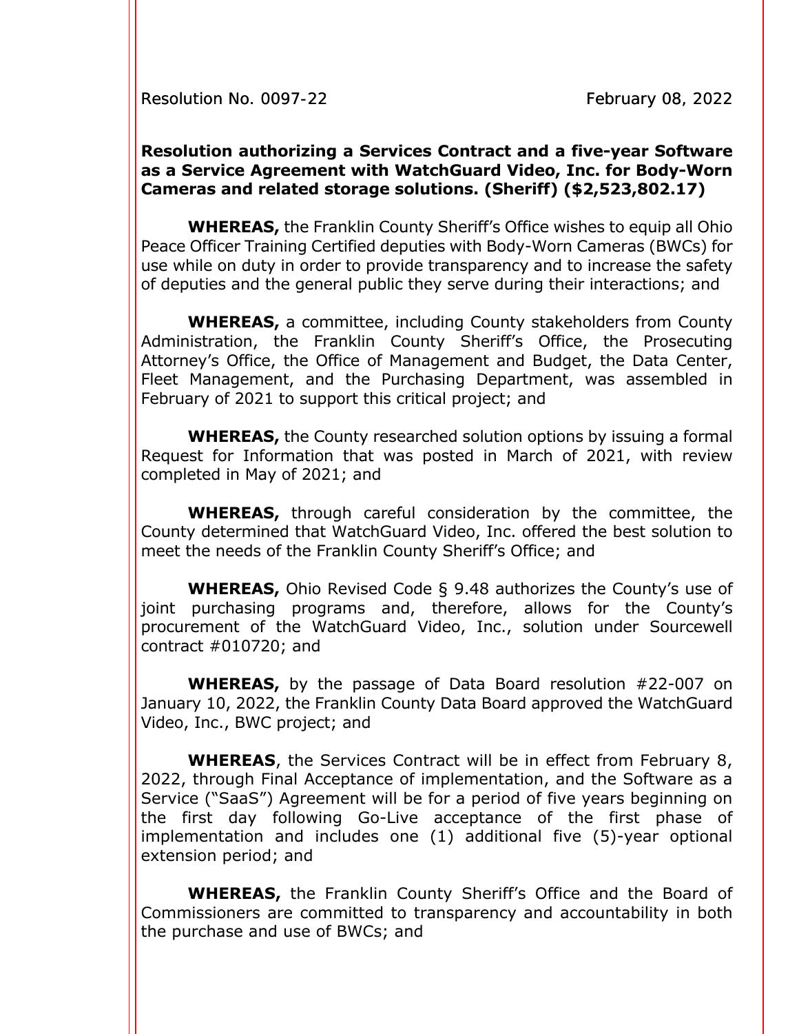Resolution No. 0097-22 February 08, 2022

**Resolution authorizing a Services Contract and a five-year Software as a Service Agreement with WatchGuard Video, Inc. for Body-Worn Cameras and related storage solutions. (Sheriff) ($2,523,802.17)**

**WHEREAS,** the Franklin County Sheriff's Office wishes to equip all Ohio Peace Officer Training Certified deputies with Body-Worn Cameras (BWCs) for use while on duty in order to provide transparency and to increase the safety of deputies and the general public they serve during their interactions; and

**WHEREAS,** a committee, including County stakeholders from County Administration, the Franklin County Sheriff's Office, the Prosecuting Attorney's Office, the Office of Management and Budget, the Data Center, Fleet Management, and the Purchasing Department, was assembled in February of 2021 to support this critical project; and

**WHEREAS,** the County researched solution options by issuing a formal Request for Information that was posted in March of 2021, with review completed in May of 2021; and

**WHEREAS,** through careful consideration by the committee, the County determined that WatchGuard Video, Inc. offered the best solution to meet the needs of the Franklin County Sheriff's Office; and

**WHEREAS,** Ohio Revised Code § 9.48 authorizes the County's use of joint purchasing programs and, therefore, allows for the County's procurement of the WatchGuard Video, Inc., solution under Sourcewell contract #010720; and

**WHEREAS,** by the passage of Data Board resolution #22-007 on January 10, 2022, the Franklin County Data Board approved the WatchGuard Video, Inc., BWC project; and

**WHEREAS**, the Services Contract will be in effect from February 8, 2022, through Final Acceptance of implementation, and the Software as a Service ("SaaS") Agreement will be for a period of five years beginning on the first day following Go-Live acceptance of the first phase of implementation and includes one (1) additional five (5)-year optional extension period; and

**WHEREAS,** the Franklin County Sheriff's Office and the Board of Commissioners are committed to transparency and accountability in both the purchase and use of BWCs; and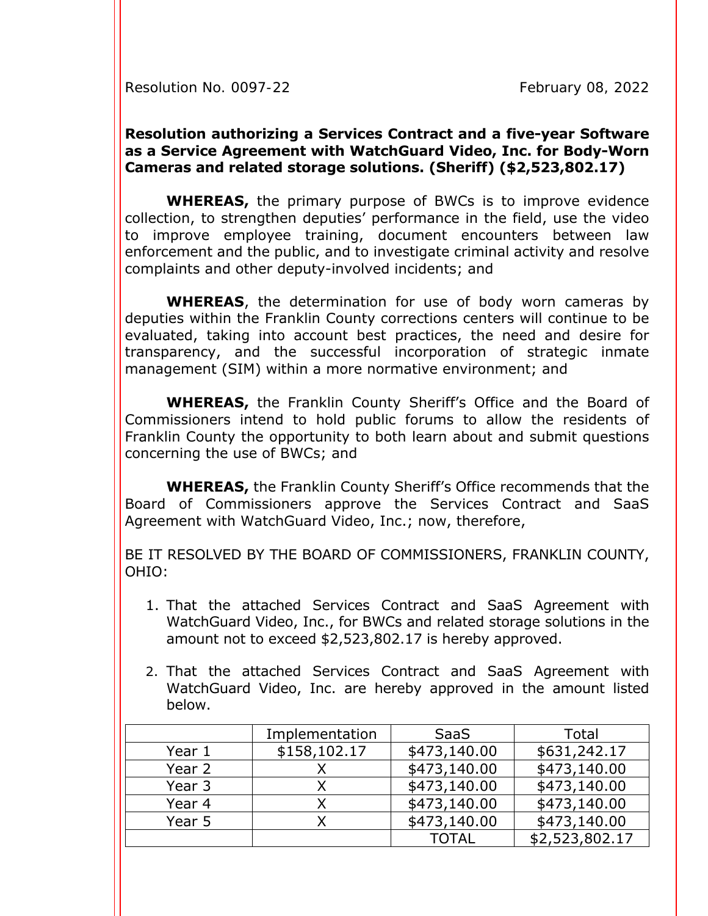Resolution No. 0097-22 February 08, 2022

**Resolution authorizing a Services Contract and a five-year Software as a Service Agreement with WatchGuard Video, Inc. for Body-Worn Cameras and related storage solutions. (Sheriff) ($2,523,802.17)**

**WHEREAS,** the primary purpose of BWCs is to improve evidence collection, to strengthen deputies' performance in the field, use the video to improve employee training, document encounters between law enforcement and the public, and to investigate criminal activity and resolve complaints and other deputy-involved incidents; and

**WHEREAS**, the determination for use of body worn cameras by deputies within the Franklin County corrections centers will continue to be evaluated, taking into account best practices, the need and desire for transparency, and the successful incorporation of strategic inmate management (SIM) within a more normative environment; and

**WHEREAS,** the Franklin County Sheriff's Office and the Board of Commissioners intend to hold public forums to allow the residents of Franklin County the opportunity to both learn about and submit questions concerning the use of BWCs; and

**WHEREAS,** the Franklin County Sheriff's Office recommends that the Board of Commissioners approve the Services Contract and SaaS Agreement with WatchGuard Video, Inc.; now, therefore,

BE IT RESOLVED BY THE BOARD OF COMMISSIONERS, FRANKLIN COUNTY, OHIO:

1. That the attached Services Contract and SaaS Agreement with WatchGuard Video, Inc., for BWCs and related storage solutions in the amount not to exceed $2,523,802.17 is hereby approved.

2. That the attached Services Contract and SaaS Agreement with WatchGuard Video, Inc. are hereby approved in the amount listed below.

| | Implementation | SaaS | Total |
|---|---|---|---|
| Year 1 | $158,102.17 | $473,140.00 | $631,242.17 |
| Year 2 | X | $473,140.00 | $473,140.00 |
| Year 3 | X | $473,140.00 | $473,140.00 |
| Year 4 | X | $473,140.00 | $473,140.00 |
| Year 5 | X | $473,140.00 | $473,140.00 |
| | | TOTAL | $2,523,802.17 |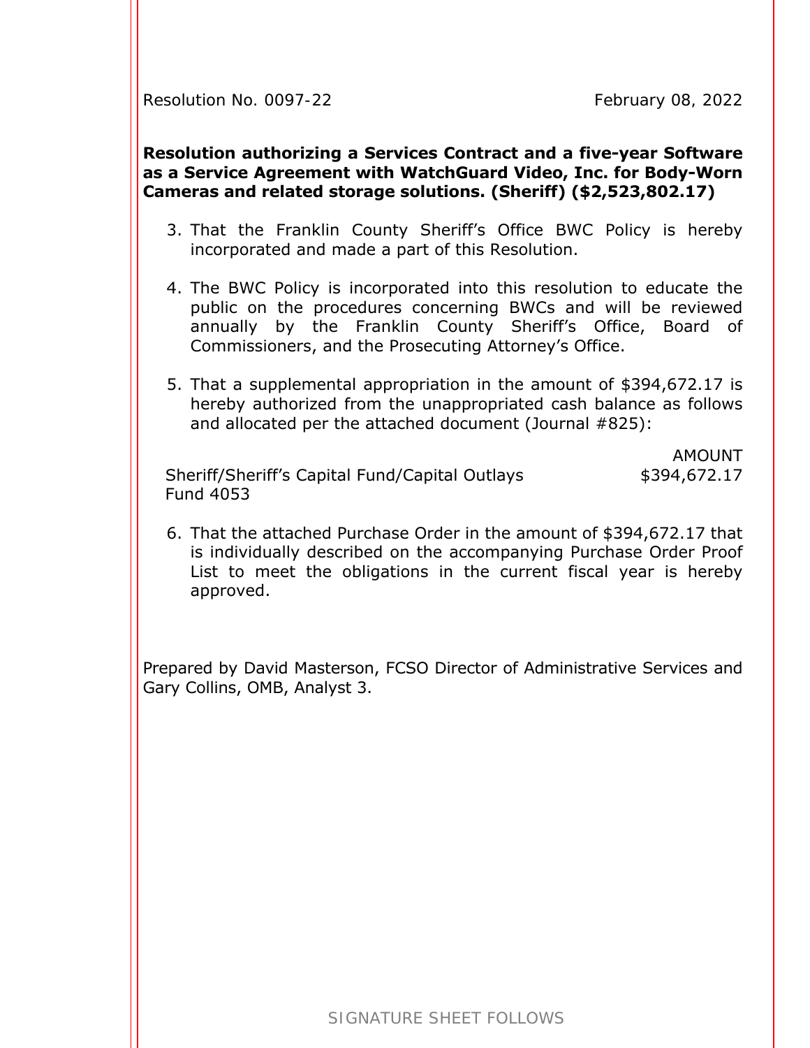Resolution No. 0097-22 February 08, 2022

**Resolution authorizing a Services Contract and a five-year Software as a Service Agreement with WatchGuard Video, Inc. for Body-Worn Cameras and related storage solutions. (Sheriff) ($2,523,802.17)**

3. That the Franklin County Sheriff's Office BWC Policy is hereby incorporated and made a part of this Resolution.

4. The BWC Policy is incorporated into this resolution to educate the public on the procedures concerning BWCs and will be reviewed annually by the Franklin County Sheriff's Office, Board of Commissioners, and the Prosecuting Attorney's Office.

5. That a supplemental appropriation in the amount of $394,672.17 is hereby authorized from the unappropriated cash balance as follows and allocated per the attached document (Journal #825):

| | AMOUNT |
|---|---|
| Sheriff/Sheriff's Capital Fund/Capital Outlays Fund 4053 | $394,672.17 |

6. That the attached Purchase Order in the amount of $394,672.17 that is individually described on the accompanying Purchase Order Proof List to meet the obligations in the current fiscal year is hereby approved.

Prepared by David Masterson, FCSO Director of Administrative Services and Gary Collins, OMB, Analyst 3.

SIGNATURE SHEET FOLLOWS